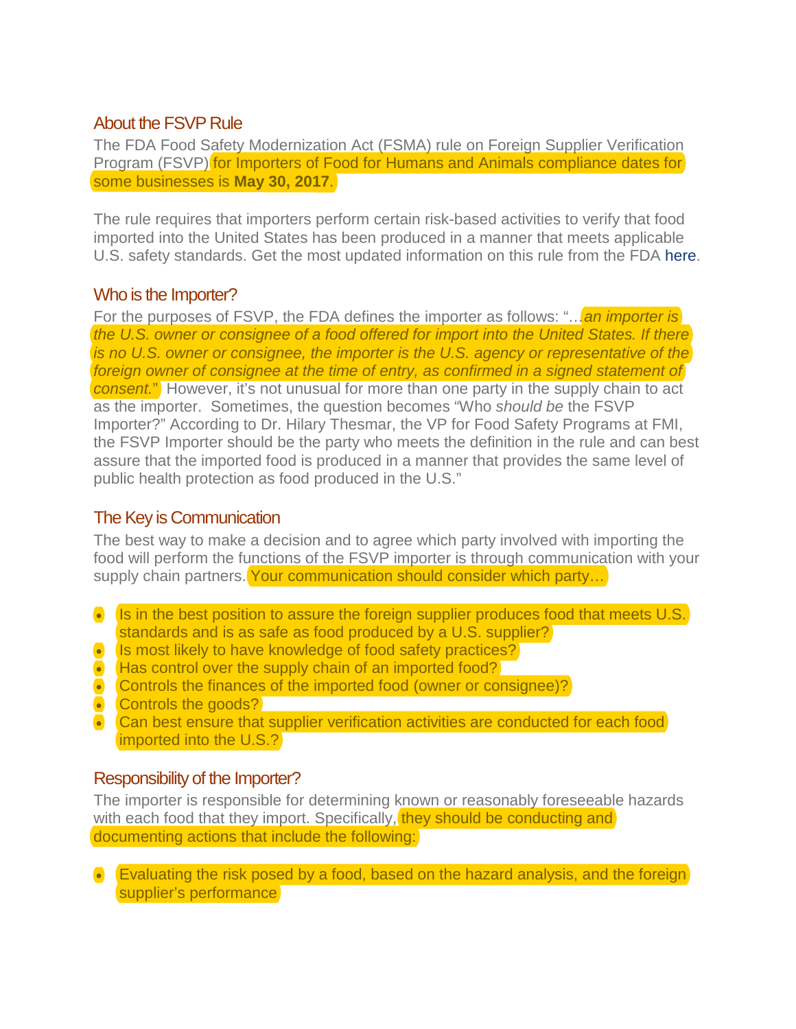## About the FSVP Rule

The FDA Food Safety Modernization Act (FSMA) rule on Foreign Supplier Verification Program (FSVP) for Importers of Food for Humans and Animals compliance dates for some businesses is **May 30, 2017**.

The rule requires that importers perform certain risk-based activities to verify that food imported into the United States has been produced in a manner that meets applicable U.S. safety standards. Get the most updated information on this rule from the FDA here.

## Who is the Importer?

For the purposes of FSVP, the FDA defines the importer as follows: "*…an importer is the U.S. owner or consignee of a food offered for import into the United States. If there is no U.S. owner or consignee, the importer is the U.S. agency or representative of the foreign owner of consignee at the time of entry, as confirmed in a signed statement of consent.*" However, it's not unusual for more than one party in the supply chain to act as the importer. Sometimes, the question becomes "Who *should be* the FSVP Importer?" According to Dr. Hilary Thesmar, the VP for Food Safety Programs at FMI, the FSVP Importer should be the party who meets the definition in the rule and can best assure that the imported food is produced in a manner that provides the same level of public health protection as food produced in the U.S."

## The Key is Communication

The best way to make a decision and to agree which party involved with importing the food will perform the functions of the FSVP importer is through communication with your supply chain partners. Your communication should consider which party…

- Is in the best position to assure the foreign supplier produces food that meets U.S. standards and is as safe as food produced by a U.S. supplier?
- Is most likely to have knowledge of food safety practices?
- Has control over the supply chain of an imported food?
- Controls the finances of the imported food (owner or consignee)?
- Controls the goods?
- Can best ensure that supplier verification activities are conducted for each food imported into the U.S.?

## Responsibility of the Importer?

The importer is responsible for determining known or reasonably foreseeable hazards with each food that they import. Specifically, they should be conducting and documenting actions that include the following:

- Evaluating the risk posed by a food, based on the hazard analysis, and the foreign supplier's performance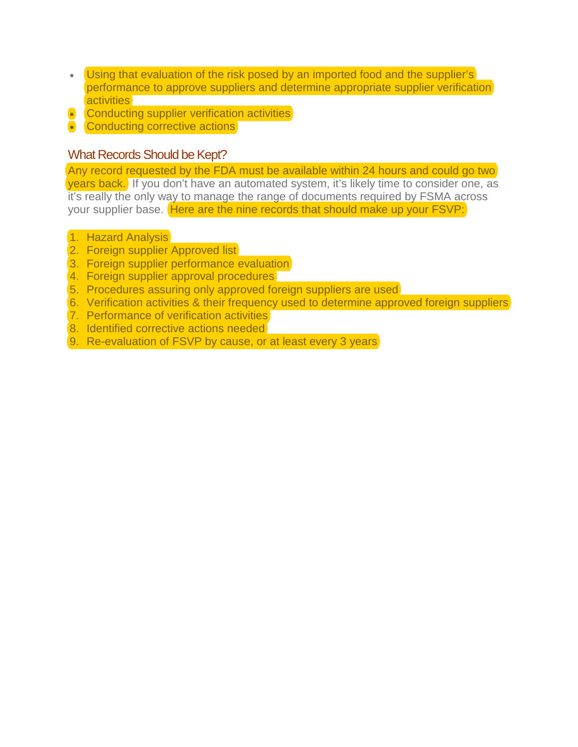- Using that evaluation of the risk posed by an imported food and the supplier's performance to approve suppliers and determine appropriate supplier verification activities
- Conducting supplier verification activities
- Conducting corrective actions

## What Records Should be Kept?

Any record requested by the FDA must be available within 24 hours and could go two years back. If you don't have an automated system, it's likely time to consider one, as it's really the only way to manage the range of documents required by FSMA across your supplier base. Here are the nine records that should make up your FSVP:

1. Hazard Analysis
2. Foreign supplier Approved list
3. Foreign supplier performance evaluation
4. Foreign supplier approval procedures
5. Procedures assuring only approved foreign suppliers are used
6. Verification activities & their frequency used to determine approved foreign suppliers
7. Performance of verification activities
8. Identified corrective actions needed
9. Re-evaluation of FSVP by cause, or at least every 3 years